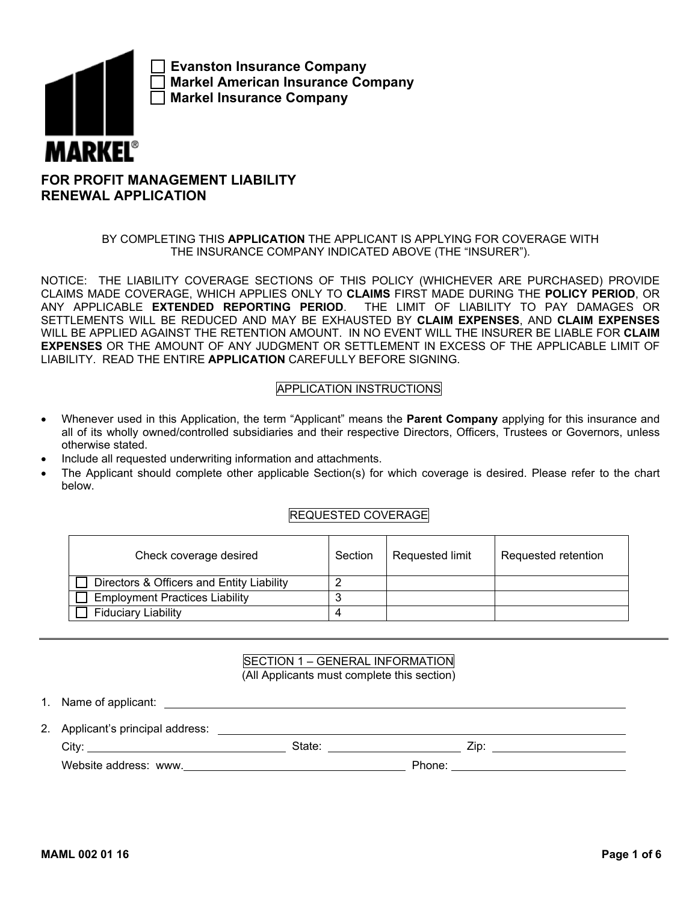☐ Evanston Insurance Company
☐ Markel American Insurance Company
☐ Markel Insurance Company

MARKEL®

# FOR PROFIT MANAGEMENT LIABILITY RENEWAL APPLICATION

BY COMPLETING THIS **APPLICATION** THE APPLICANT IS APPLYING FOR COVERAGE WITH THE INSURANCE COMPANY INDICATED ABOVE (THE "INSURER").

NOTICE: THE LIABILITY COVERAGE SECTIONS OF THIS POLICY (WHICHEVER ARE PURCHASED) PROVIDE CLAIMS MADE COVERAGE, WHICH APPLIES ONLY TO **CLAIMS** FIRST MADE DURING THE **POLICY PERIOD**, OR ANY APPLICABLE **EXTENDED REPORTING PERIOD**. THE LIMIT OF LIABILITY TO PAY DAMAGES OR SETTLEMENTS WILL BE REDUCED AND MAY BE EXHAUSTED BY **CLAIM EXPENSES**, AND **CLAIM EXPENSES** WILL BE APPLIED AGAINST THE RETENTION AMOUNT. IN NO EVENT WILL THE INSURER BE LIABLE FOR **CLAIM EXPENSES** OR THE AMOUNT OF ANY JUDGMENT OR SETTLEMENT IN EXCESS OF THE APPLICABLE LIMIT OF LIABILITY. READ THE ENTIRE **APPLICATION** CAREFULLY BEFORE SIGNING.

## APPLICATION INSTRUCTIONS

- Whenever used in this Application, the term "Applicant" means the **Parent Company** applying for this insurance and all of its wholly owned/controlled subsidiaries and their respective Directors, Officers, Trustees or Governors, unless otherwise stated.
- Include all requested underwriting information and attachments.
- The Applicant should complete other applicable Section(s) for which coverage is desired. Please refer to the chart below.

## REQUESTED COVERAGE

| Check coverage desired | Section | Requested limit | Requested retention |
|---|---|---|---|
| ☐ Directors & Officers and Entity Liability | 2 | | |
| ☐ Employment Practices Liability | 3 | | |
| ☐ Fiduciary Liability | 4 | | |

## SECTION 1 – GENERAL INFORMATION

(All Applicants must complete this section)

1. Name of applicant: ______________________________

2. Applicant's principal address: ______________________________
   City: ______________ State: ______________ Zip: ______________
   Website address: www.______________ Phone: ______________

MAML 002 01 16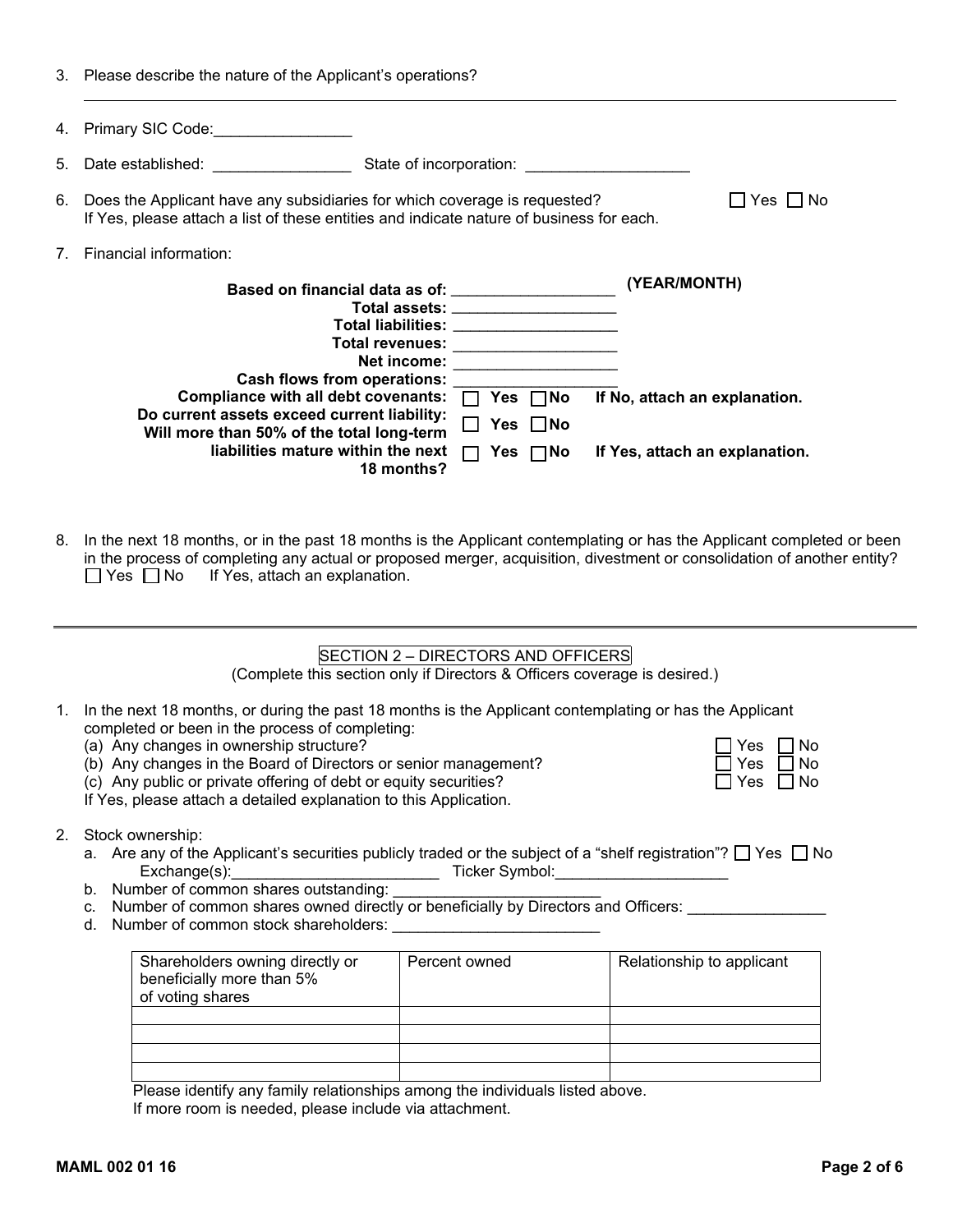3. Please describe the nature of the Applicant's operations?

_______________________________________________________________________________________

4. Primary SIC Code:________________

5. Date established: ________________ State of incorporation: ___________________

6. Does the Applicant have any subsidiaries for which coverage is requested? ☐ Yes ☐ No
   If Yes, please attach a list of these entities and indicate nature of business for each.

7. Financial information:

**Based on financial data as of:** __________________ **(YEAR/MONTH)**
**Total assets:** __________________
**Total liabilities:** __________________
**Total revenues:** __________________
**Net income:** __________________
**Cash flows from operations:** __________________
**Compliance with all debt covenants:** ☐ **Yes** ☐ **No** **If No, attach an explanation.**
**Do current assets exceed current liability:** ☐ **Yes** ☐ **No**
**Will more than 50% of the total long-term liabilities mature within the next 18 months?** ☐ **Yes** ☐ **No** **If Yes, attach an explanation.**

8. In the next 18 months, or in the past 18 months is the Applicant contemplating or has the Applicant completed or been in the process of completing any actual or proposed merger, acquisition, divestment or consolidation of another entity?
   ☐ Yes ☐ No If Yes, attach an explanation.

---

## SECTION 2 – DIRECTORS AND OFFICERS

(Complete this section only if Directors & Officers coverage is desired.)

1. In the next 18 months, or during the past 18 months is the Applicant contemplating or has the Applicant completed or been in the process of completing:
   (a) Any changes in ownership structure? ☐ Yes ☐ No
   (b) Any changes in the Board of Directors or senior management? ☐ Yes ☐ No
   (c) Any public or private offering of debt or equity securities? ☐ Yes ☐ No
   If Yes, please attach a detailed explanation to this Application.

2. Stock ownership:
   a. Are any of the Applicant's securities publicly traded or the subject of a "shelf registration"? ☐ Yes ☐ No
      Exchange(s):________________________ Ticker Symbol:____________________
   b. Number of common shares outstanding: ________________________
   c. Number of common shares owned directly or beneficially by Directors and Officers: ________________
   d. Number of common stock shareholders: ________________________

| Shareholders owning directly or beneficially more than 5% of voting shares | Percent owned | Relationship to applicant |
|---|---|---|
| | | |
| | | |
| | | |
| | | |

Please identify any family relationships among the individuals listed above.
If more room is needed, please include via attachment.

MAML 002 01 16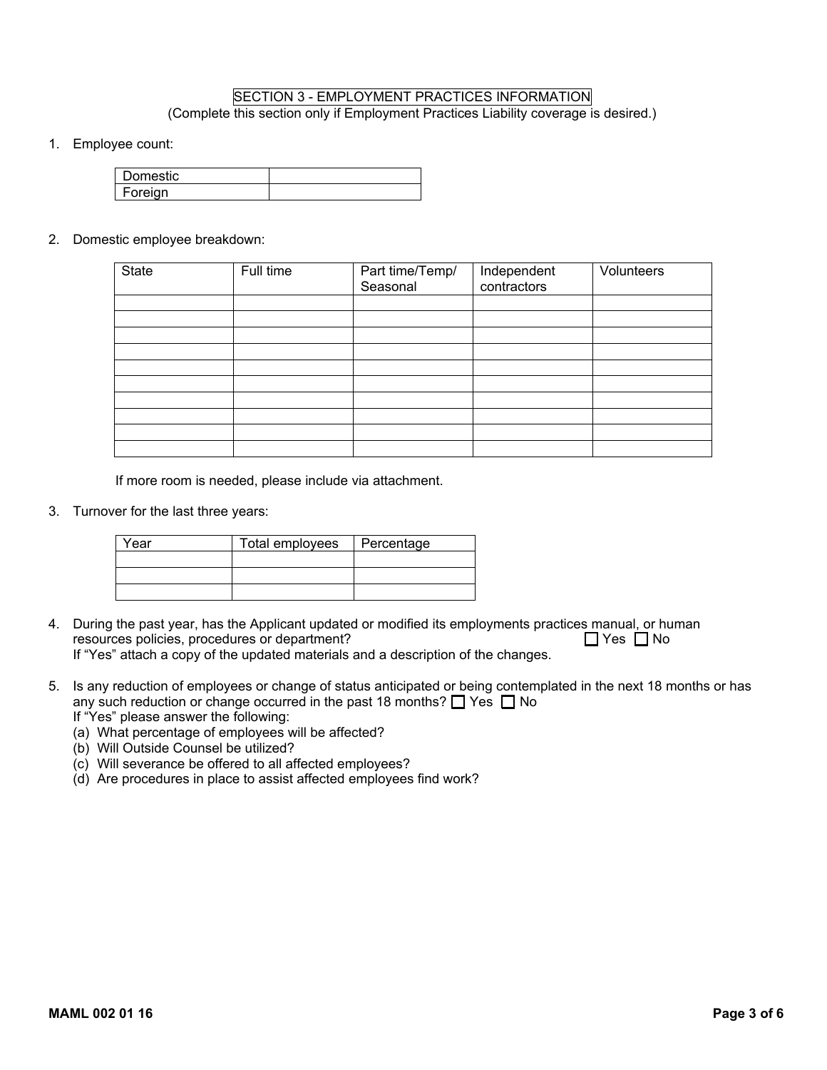## SECTION 3 - EMPLOYMENT PRACTICES INFORMATION

(Complete this section only if Employment Practices Liability coverage is desired.)

1. Employee count:

| | |
|---|---|
| Domestic | |
| Foreign | |

2. Domestic employee breakdown:

| State | Full time | Part time/Temp/ Seasonal | Independent contractors | Volunteers |
|---|---|---|---|---|
| | | | | |
| | | | | |
| | | | | |
| | | | | |
| | | | | |
| | | | | |
| | | | | |
| | | | | |
| | | | | |
| | | | | |

If more room is needed, please include via attachment.

3. Turnover for the last three years:

| Year | Total employees | Percentage |
|---|---|---|
| | | |
| | | |
| | | |

4. During the past year, has the Applicant updated or modified its employments practices manual, or human resources policies, procedures or department? ☐ Yes ☐ No
   If "Yes" attach a copy of the updated materials and a description of the changes.

5. Is any reduction of employees or change of status anticipated or being contemplated in the next 18 months or has any such reduction or change occurred in the past 18 months? ☐ Yes ☐ No
   If "Yes" please answer the following:
   (a) What percentage of employees will be affected?
   (b) Will Outside Counsel be utilized?
   (c) Will severance be offered to all affected employees?
   (d) Are procedures in place to assist affected employees find work?

MAML 002 01 16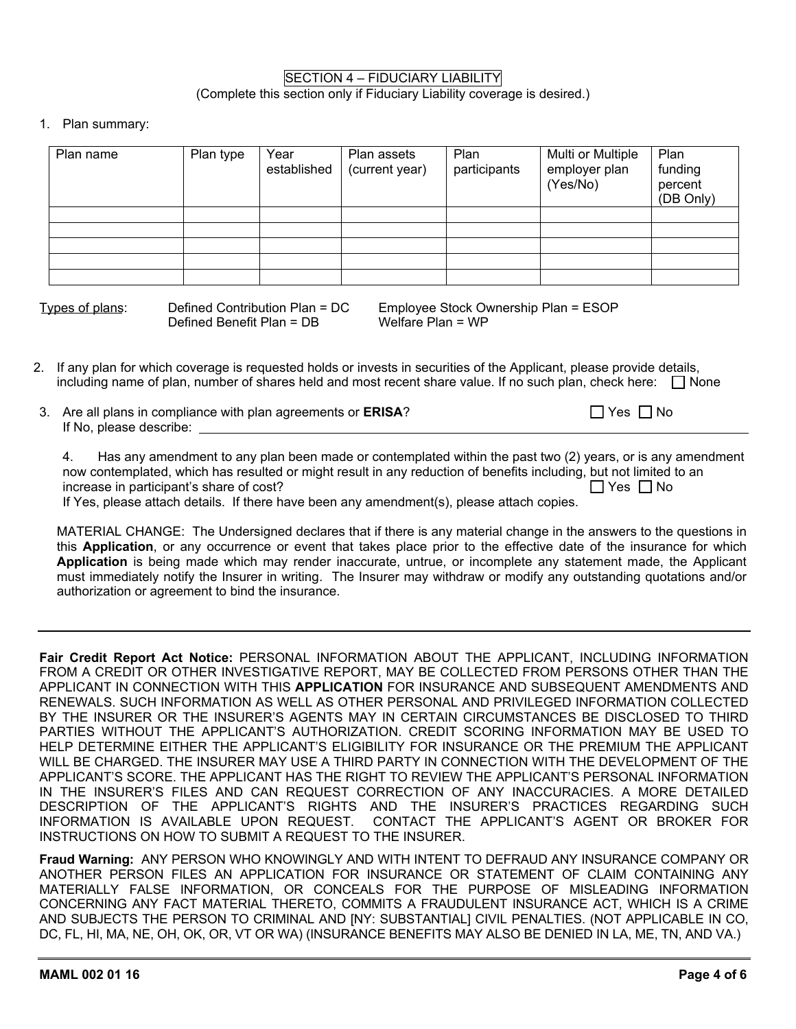## SECTION 4 – FIDUCIARY LIABILITY

(Complete this section only if Fiduciary Liability coverage is desired.)

1. Plan summary:

| Plan name | Plan type | Year established | Plan assets (current year) | Plan participants | Multi or Multiple employer plan (Yes/No) | Plan funding percent (DB Only) |
|---|---|---|---|---|---|---|
| | | | | | | |
| | | | | | | |
| | | | | | | |
| | | | | | | |
| | | | | | | |

Types of plans: Defined Contribution Plan = DC; Defined Benefit Plan = DB; Employee Stock Ownership Plan = ESOP; Welfare Plan = WP

2. If any plan for which coverage is requested holds or invests in securities of the Applicant, please provide details, including name of plan, number of shares held and most recent share value. If no such plan, check here: ☐ None

3. Are all plans in compliance with plan agreements or **ERISA**? ☐ Yes ☐ No
   If No, please describe: ______________________________

4. Has any amendment to any plan been made or contemplated within the past two (2) years, or is any amendment now contemplated, which has resulted or might result in any reduction of benefits including, but not limited to an increase in participant's share of cost? ☐ Yes ☐ No
   If Yes, please attach details. If there have been any amendment(s), please attach copies.

MATERIAL CHANGE: The Undersigned declares that if there is any material change in the answers to the questions in this **Application**, or any occurrence or event that takes place prior to the effective date of the insurance for which **Application** is being made which may render inaccurate, untrue, or incomplete any statement made, the Applicant must immediately notify the Insurer in writing. The Insurer may withdraw or modify any outstanding quotations and/or authorization or agreement to bind the insurance.

---

**Fair Credit Report Act Notice:** PERSONAL INFORMATION ABOUT THE APPLICANT, INCLUDING INFORMATION FROM A CREDIT OR OTHER INVESTIGATIVE REPORT, MAY BE COLLECTED FROM PERSONS OTHER THAN THE APPLICANT IN CONNECTION WITH THIS **APPLICATION** FOR INSURANCE AND SUBSEQUENT AMENDMENTS AND RENEWALS. SUCH INFORMATION AS WELL AS OTHER PERSONAL AND PRIVILEGED INFORMATION COLLECTED BY THE INSURER OR THE INSURER'S AGENTS MAY IN CERTAIN CIRCUMSTANCES BE DISCLOSED TO THIRD PARTIES WITHOUT THE APPLICANT'S AUTHORIZATION. CREDIT SCORING INFORMATION MAY BE USED TO HELP DETERMINE EITHER THE APPLICANT'S ELIGIBILITY FOR INSURANCE OR THE PREMIUM THE APPLICANT WILL BE CHARGED. THE INSURER MAY USE A THIRD PARTY IN CONNECTION WITH THE DEVELOPMENT OF THE APPLICANT'S SCORE. THE APPLICANT HAS THE RIGHT TO REVIEW THE APPLICANT'S PERSONAL INFORMATION IN THE INSURER'S FILES AND CAN REQUEST CORRECTION OF ANY INACCURACIES. A MORE DETAILED DESCRIPTION OF THE APPLICANT'S RIGHTS AND THE INSURER'S PRACTICES REGARDING SUCH INFORMATION IS AVAILABLE UPON REQUEST. CONTACT THE APPLICANT'S AGENT OR BROKER FOR INSTRUCTIONS ON HOW TO SUBMIT A REQUEST TO THE INSURER.

**Fraud Warning:** ANY PERSON WHO KNOWINGLY AND WITH INTENT TO DEFRAUD ANY INSURANCE COMPANY OR ANOTHER PERSON FILES AN APPLICATION FOR INSURANCE OR STATEMENT OF CLAIM CONTAINING ANY MATERIALLY FALSE INFORMATION, OR CONCEALS FOR THE PURPOSE OF MISLEADING INFORMATION CONCERNING ANY FACT MATERIAL THERETO, COMMITS A FRAUDULENT INSURANCE ACT, WHICH IS A CRIME AND SUBJECTS THE PERSON TO CRIMINAL AND [NY: SUBSTANTIAL] CIVIL PENALTIES. (NOT APPLICABLE IN CO, DC, FL, HI, MA, NE, OH, OK, OR, VT OR WA) (INSURANCE BENEFITS MAY ALSO BE DENIED IN LA, ME, TN, AND VA.)

MAML 002 01 16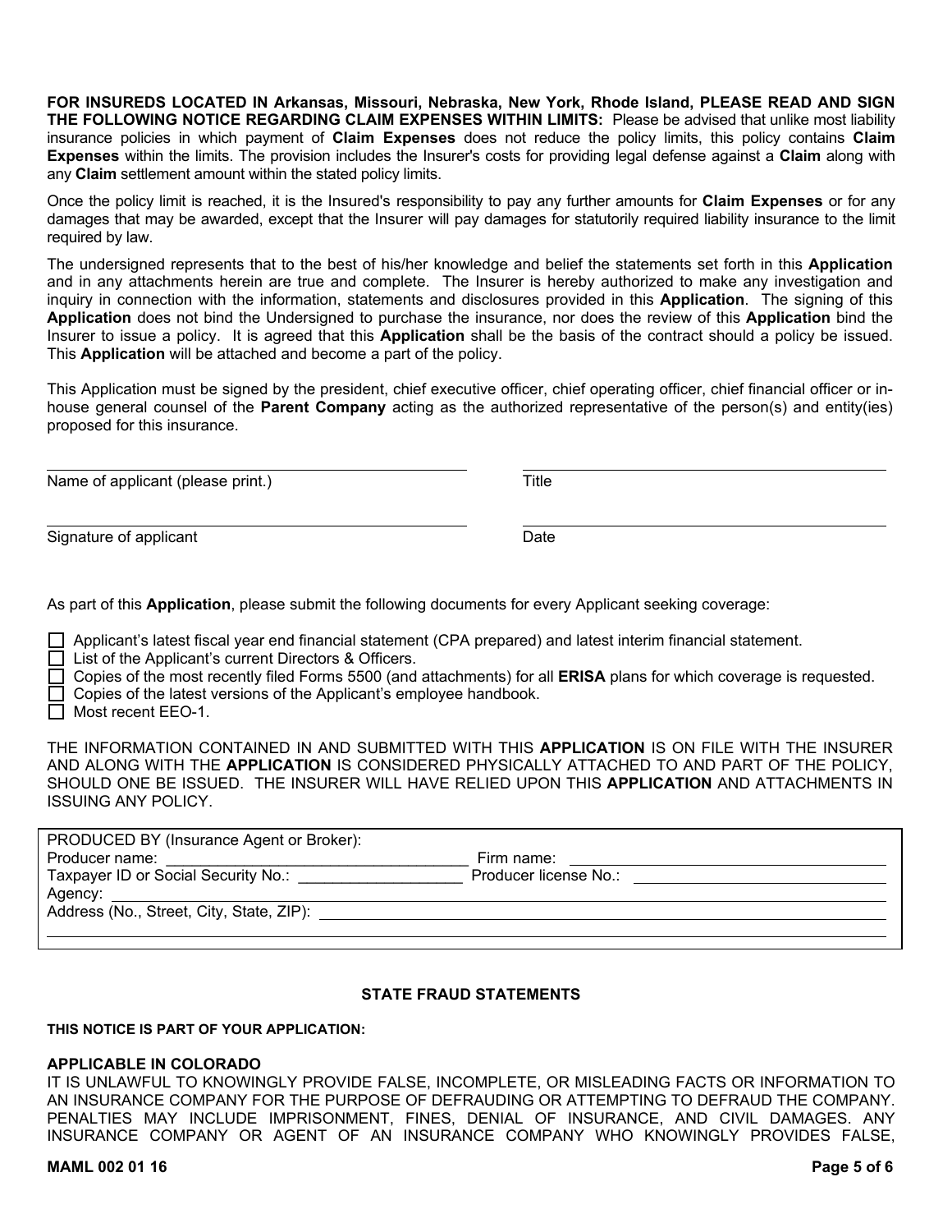**FOR INSUREDS LOCATED IN Arkansas, Missouri, Nebraska, New York, Rhode Island, PLEASE READ AND SIGN THE FOLLOWING NOTICE REGARDING CLAIM EXPENSES WITHIN LIMITS:** Please be advised that unlike most liability insurance policies in which payment of **Claim Expenses** does not reduce the policy limits, this policy contains **Claim Expenses** within the limits. The provision includes the Insurer's costs for providing legal defense against a **Claim** along with any **Claim** settlement amount within the stated policy limits.

Once the policy limit is reached, it is the Insured's responsibility to pay any further amounts for **Claim Expenses** or for any damages that may be awarded, except that the Insurer will pay damages for statutorily required liability insurance to the limit required by law.

The undersigned represents that to the best of his/her knowledge and belief the statements set forth in this **Application** and in any attachments herein are true and complete. The Insurer is hereby authorized to make any investigation and inquiry in connection with the information, statements and disclosures provided in this **Application**. The signing of this **Application** does not bind the Undersigned to purchase the insurance, nor does the review of this **Application** bind the Insurer to issue a policy. It is agreed that this **Application** shall be the basis of the contract should a policy be issued. This **Application** will be attached and become a part of the policy.

This Application must be signed by the president, chief executive officer, chief operating officer, chief financial officer or in-house general counsel of the **Parent Company** acting as the authorized representative of the person(s) and entity(ies) proposed for this insurance.

\_\_\_\_\_\_\_\_\_\_\_\_\_\_\_\_\_\_\_\_\_\_\_\_\_\_\_\_\_\_\_\_\_\_\_\_\_\_ \_\_\_\_\_\_\_\_\_\_\_\_\_\_\_\_\_\_\_\_\_\_\_\_\_\_\_\_\_\_\_\_\_\_\_\_\_\_
Name of applicant (please print.) Title

\_\_\_\_\_\_\_\_\_\_\_\_\_\_\_\_\_\_\_\_\_\_\_\_\_\_\_\_\_\_\_\_\_\_\_\_\_\_ \_\_\_\_\_\_\_\_\_\_\_\_\_\_\_\_\_\_\_\_\_\_\_\_\_\_\_\_\_\_\_\_\_\_\_\_\_\_
Signature of applicant Date

As part of this **Application**, please submit the following documents for every Applicant seeking coverage:

- ☐ Applicant's latest fiscal year end financial statement (CPA prepared) and latest interim financial statement.
- ☐ List of the Applicant's current Directors & Officers.
- ☐ Copies of the most recently filed Forms 5500 (and attachments) for all **ERISA** plans for which coverage is requested.
- ☐ Copies of the latest versions of the Applicant's employee handbook.
- ☐ Most recent EEO-1.

THE INFORMATION CONTAINED IN AND SUBMITTED WITH THIS **APPLICATION** IS ON FILE WITH THE INSURER AND ALONG WITH THE **APPLICATION** IS CONSIDERED PHYSICALLY ATTACHED TO AND PART OF THE POLICY, SHOULD ONE BE ISSUED. THE INSURER WILL HAVE RELIED UPON THIS **APPLICATION** AND ATTACHMENTS IN ISSUING ANY POLICY.

PRODUCED BY (Insurance Agent or Broker):
Producer name: \_\_\_\_\_\_\_\_\_\_\_\_\_\_\_\_\_\_\_\_ Firm name: \_\_\_\_\_\_\_\_\_\_\_\_\_\_\_\_\_\_\_\_
Taxpayer ID or Social Security No.: \_\_\_\_\_\_\_\_\_\_\_\_\_\_\_\_ Producer license No.: \_\_\_\_\_\_\_\_\_\_\_\_\_\_\_\_
Agency: \_\_\_\_\_\_\_\_\_\_\_\_\_\_\_\_\_\_\_\_\_\_\_\_\_\_\_\_\_\_\_\_\_\_\_\_\_\_
Address (No., Street, City, State, ZIP): \_\_\_\_\_\_\_\_\_\_\_\_\_\_\_\_\_\_\_\_\_\_\_\_\_\_\_\_\_\_\_\_

## STATE FRAUD STATEMENTS

**THIS NOTICE IS PART OF YOUR APPLICATION:**

**APPLICABLE IN COLORADO**
IT IS UNLAWFUL TO KNOWINGLY PROVIDE FALSE, INCOMPLETE, OR MISLEADING FACTS OR INFORMATION TO AN INSURANCE COMPANY FOR THE PURPOSE OF DEFRAUDING OR ATTEMPTING TO DEFRAUD THE COMPANY. PENALTIES MAY INCLUDE IMPRISONMENT, FINES, DENIAL OF INSURANCE, AND CIVIL DAMAGES. ANY INSURANCE COMPANY OR AGENT OF AN INSURANCE COMPANY WHO KNOWINGLY PROVIDES FALSE,

**MAML 002 01 16**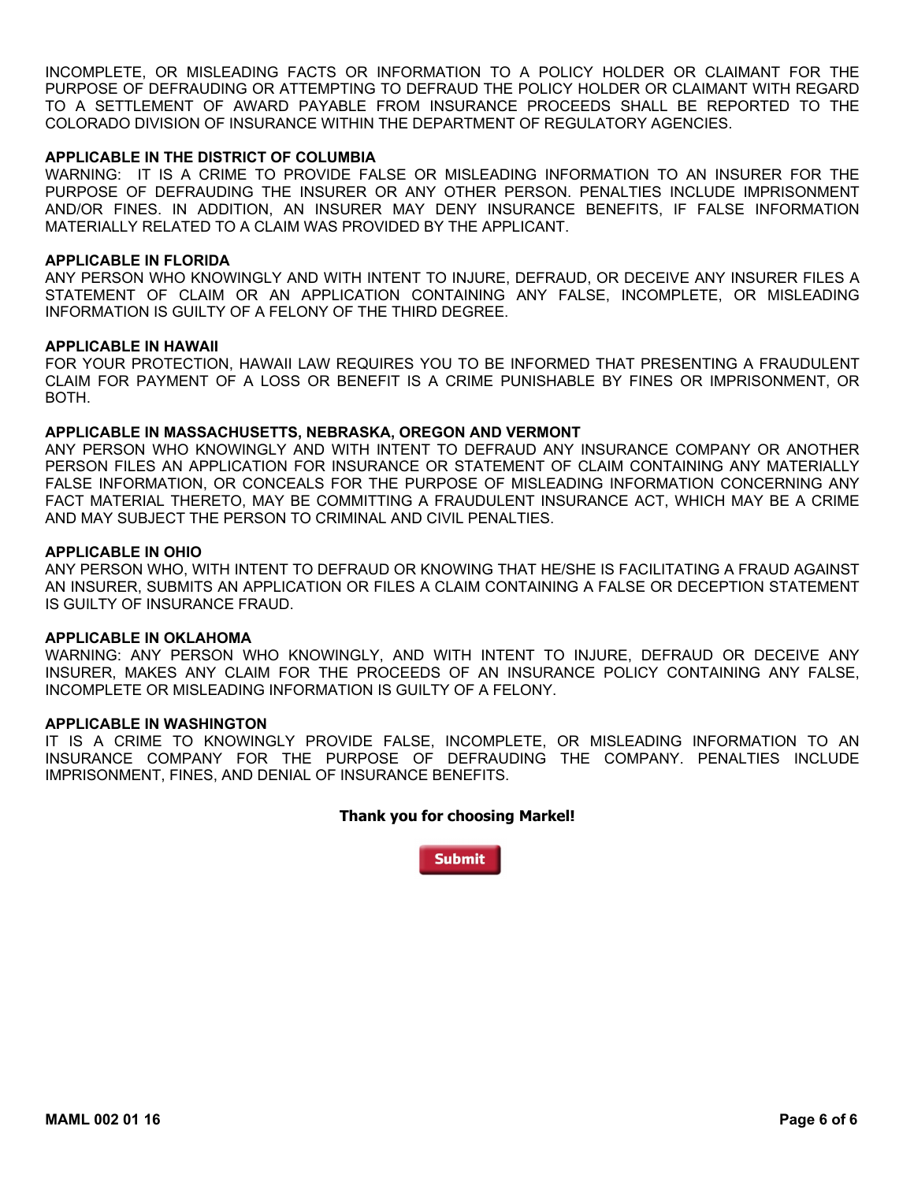INCOMPLETE, OR MISLEADING FACTS OR INFORMATION TO A POLICY HOLDER OR CLAIMANT FOR THE PURPOSE OF DEFRAUDING OR ATTEMPTING TO DEFRAUD THE POLICY HOLDER OR CLAIMANT WITH REGARD TO A SETTLEMENT OF AWARD PAYABLE FROM INSURANCE PROCEEDS SHALL BE REPORTED TO THE COLORADO DIVISION OF INSURANCE WITHIN THE DEPARTMENT OF REGULATORY AGENCIES.

**APPLICABLE IN THE DISTRICT OF COLUMBIA**

WARNING: IT IS A CRIME TO PROVIDE FALSE OR MISLEADING INFORMATION TO AN INSURER FOR THE PURPOSE OF DEFRAUDING THE INSURER OR ANY OTHER PERSON. PENALTIES INCLUDE IMPRISONMENT AND/OR FINES. IN ADDITION, AN INSURER MAY DENY INSURANCE BENEFITS, IF FALSE INFORMATION MATERIALLY RELATED TO A CLAIM WAS PROVIDED BY THE APPLICANT.

**APPLICABLE IN FLORIDA**

ANY PERSON WHO KNOWINGLY AND WITH INTENT TO INJURE, DEFRAUD, OR DECEIVE ANY INSURER FILES A STATEMENT OF CLAIM OR AN APPLICATION CONTAINING ANY FALSE, INCOMPLETE, OR MISLEADING INFORMATION IS GUILTY OF A FELONY OF THE THIRD DEGREE.

**APPLICABLE IN HAWAII**

FOR YOUR PROTECTION, HAWAII LAW REQUIRES YOU TO BE INFORMED THAT PRESENTING A FRAUDULENT CLAIM FOR PAYMENT OF A LOSS OR BENEFIT IS A CRIME PUNISHABLE BY FINES OR IMPRISONMENT, OR BOTH.

**APPLICABLE IN MASSACHUSETTS, NEBRASKA, OREGON AND VERMONT**

ANY PERSON WHO KNOWINGLY AND WITH INTENT TO DEFRAUD ANY INSURANCE COMPANY OR ANOTHER PERSON FILES AN APPLICATION FOR INSURANCE OR STATEMENT OF CLAIM CONTAINING ANY MATERIALLY FALSE INFORMATION, OR CONCEALS FOR THE PURPOSE OF MISLEADING INFORMATION CONCERNING ANY FACT MATERIAL THERETO, MAY BE COMMITTING A FRAUDULENT INSURANCE ACT, WHICH MAY BE A CRIME AND MAY SUBJECT THE PERSON TO CRIMINAL AND CIVIL PENALTIES.

**APPLICABLE IN OHIO**

ANY PERSON WHO, WITH INTENT TO DEFRAUD OR KNOWING THAT HE/SHE IS FACILITATING A FRAUD AGAINST AN INSURER, SUBMITS AN APPLICATION OR FILES A CLAIM CONTAINING A FALSE OR DECEPTION STATEMENT IS GUILTY OF INSURANCE FRAUD.

**APPLICABLE IN OKLAHOMA**

WARNING: ANY PERSON WHO KNOWINGLY, AND WITH INTENT TO INJURE, DEFRAUD OR DECEIVE ANY INSURER, MAKES ANY CLAIM FOR THE PROCEEDS OF AN INSURANCE POLICY CONTAINING ANY FALSE, INCOMPLETE OR MISLEADING INFORMATION IS GUILTY OF A FELONY.

**APPLICABLE IN WASHINGTON**

IT IS A CRIME TO KNOWINGLY PROVIDE FALSE, INCOMPLETE, OR MISLEADING INFORMATION TO AN INSURANCE COMPANY FOR THE PURPOSE OF DEFRAUDING THE COMPANY. PENALTIES INCLUDE IMPRISONMENT, FINES, AND DENIAL OF INSURANCE BENEFITS.

**Thank you for choosing Markel!**

Submit

MAML 002 01 16